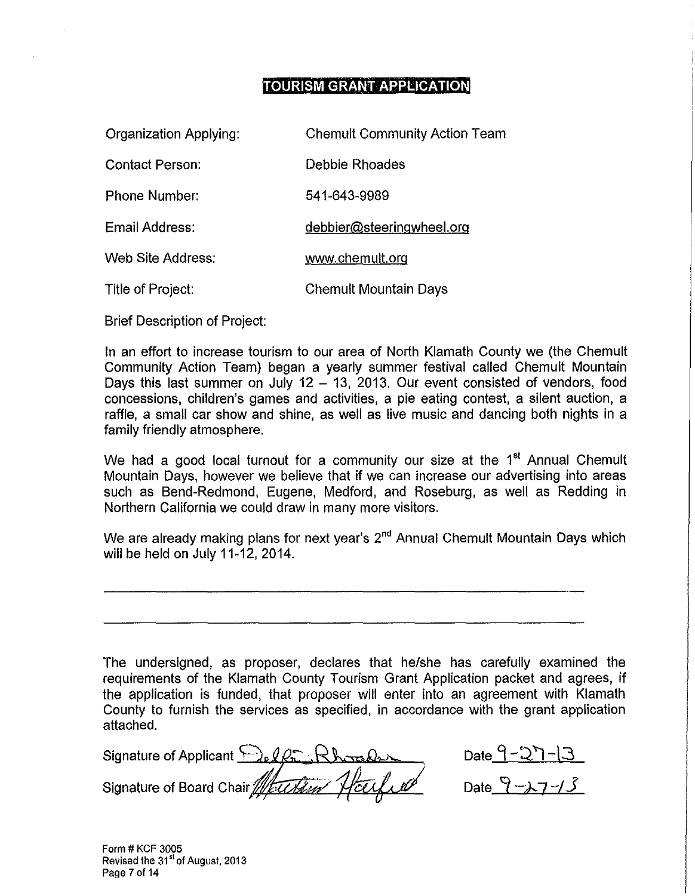# TOURISM GRANT APPLICATION

| | |
|---|---|
| Organization Applying: | Chemult Community Action Team |
| Contact Person: | Debbie Rhoades |
| Phone Number: | 541-643-9989 |
| Email Address: | debbier@steeringwheel.org |
| Web Site Address: | www.chemult.org |
| Title of Project: | Chemult Mountain Days |

Brief Description of Project:

In an effort to increase tourism to our area of North Klamath County we (the Chemult Community Action Team) began a yearly summer festival called Chemult Mountain Days this last summer on July 12 – 13, 2013. Our event consisted of vendors, food concessions, children's games and activities, a pie eating contest, a silent auction, a raffle, a small car show and shine, as well as live music and dancing both nights in a family friendly atmosphere.

We had a good local turnout for a community our size at the 1st Annual Chemult Mountain Days, however we believe that if we can increase our advertising into areas such as Bend-Redmond, Eugene, Medford, and Roseburg, as well as Redding in Northern California we could draw in many more visitors.

We are already making plans for next year's 2nd Annual Chemult Mountain Days which will be held on July 11-12, 2014.

The undersigned, as proposer, declares that he/she has carefully examined the requirements of the Klamath County Tourism Grant Application packet and agrees, if the application is funded, that proposer will enter into an agreement with Klamath County to furnish the services as specified, in accordance with the grant application attached.

Signature of Applicant Debbie Rhoades Date 9-27-13

Signature of Board Chair Weston Hatfield Date 9-27-13

Form # KCF 3005
Revised the 31st of August, 2013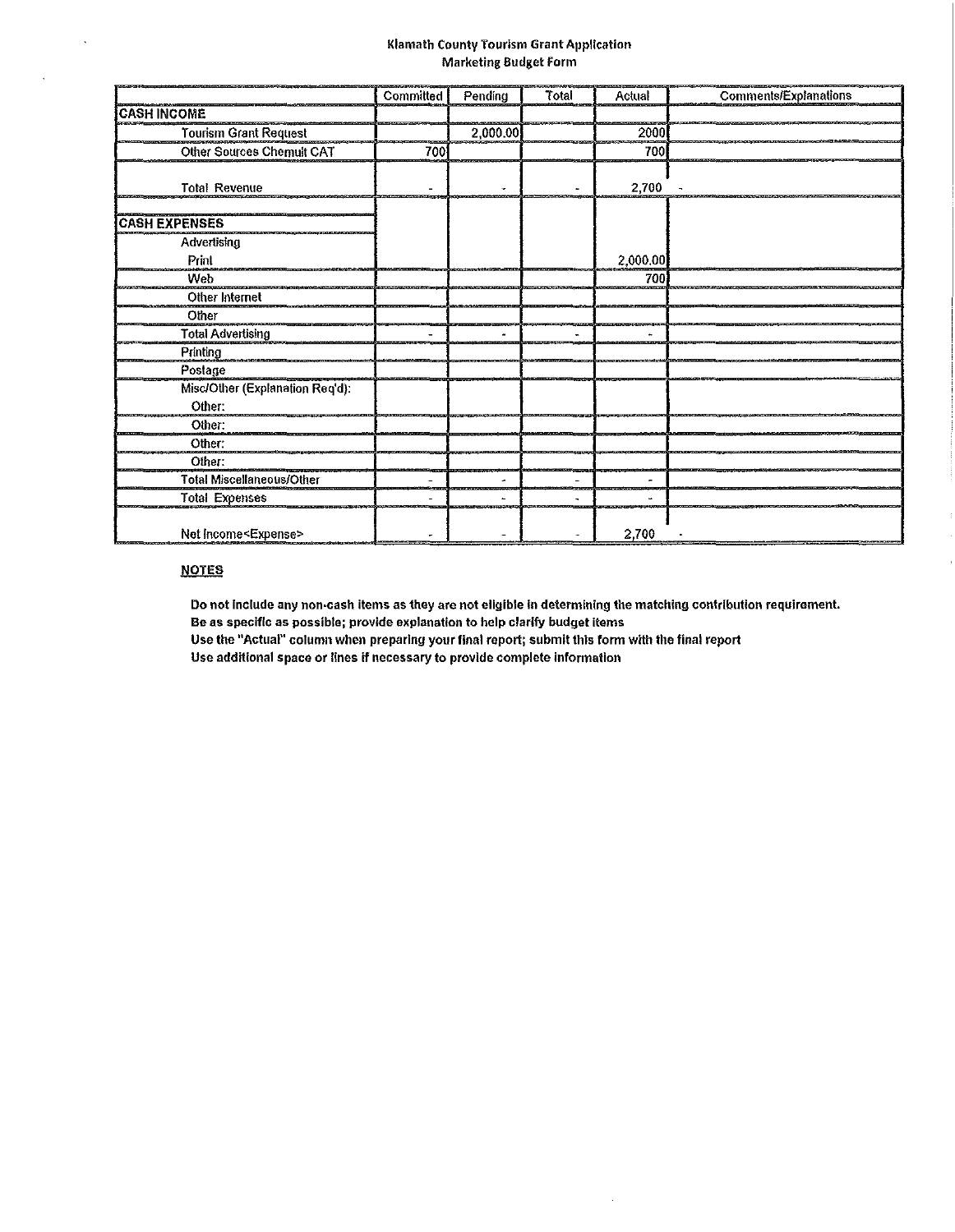### Klamath County Tourism Grant Application
### Marketing Budget Form

| | Committed | Pending | Total | Actual | Comments/Explanations |
|---|---|---|---|---|---|
| **CASH INCOME** | | | | | |
| Tourism Grant Request | | 2,000.00 | | 2000 | |
| Other Sources Chemult CAT | 700 | | | 700 | |
| Total Revenue | - | - | - | 2,700 | - |
| **CASH EXPENSES** | | | | | |
| Advertising | | | | | |
| Print | | | | 2,000.00 | |
| Web | | | | 700 | |
| Other Internet | | | | | |
| Other | | | | | |
| Total Advertising | - | - | - | - | |
| Printing | | | | | |
| Postage | | | | | |
| Misc/Other (Explanation Req'd): | | | | | |
| Other: | | | | | |
| Other: | | | | | |
| Other: | | | | | |
| Other: | | | | | |
| Total Miscellaneous/Other | - | - | - | - | |
| Total Expenses | - | - | - | - | |
| Net Income<Expense> | - | - | - | 2,700 | - |

**NOTES**

**Do not include any non-cash items as they are not eligible in determining the matching contribution requirement.**
**Be as specific as possible; provide explanation to help clarify budget items**
**Use the "Actual" column when preparing your final report; submit this form with the final report**
**Use additional space or lines if necessary to provide complete information**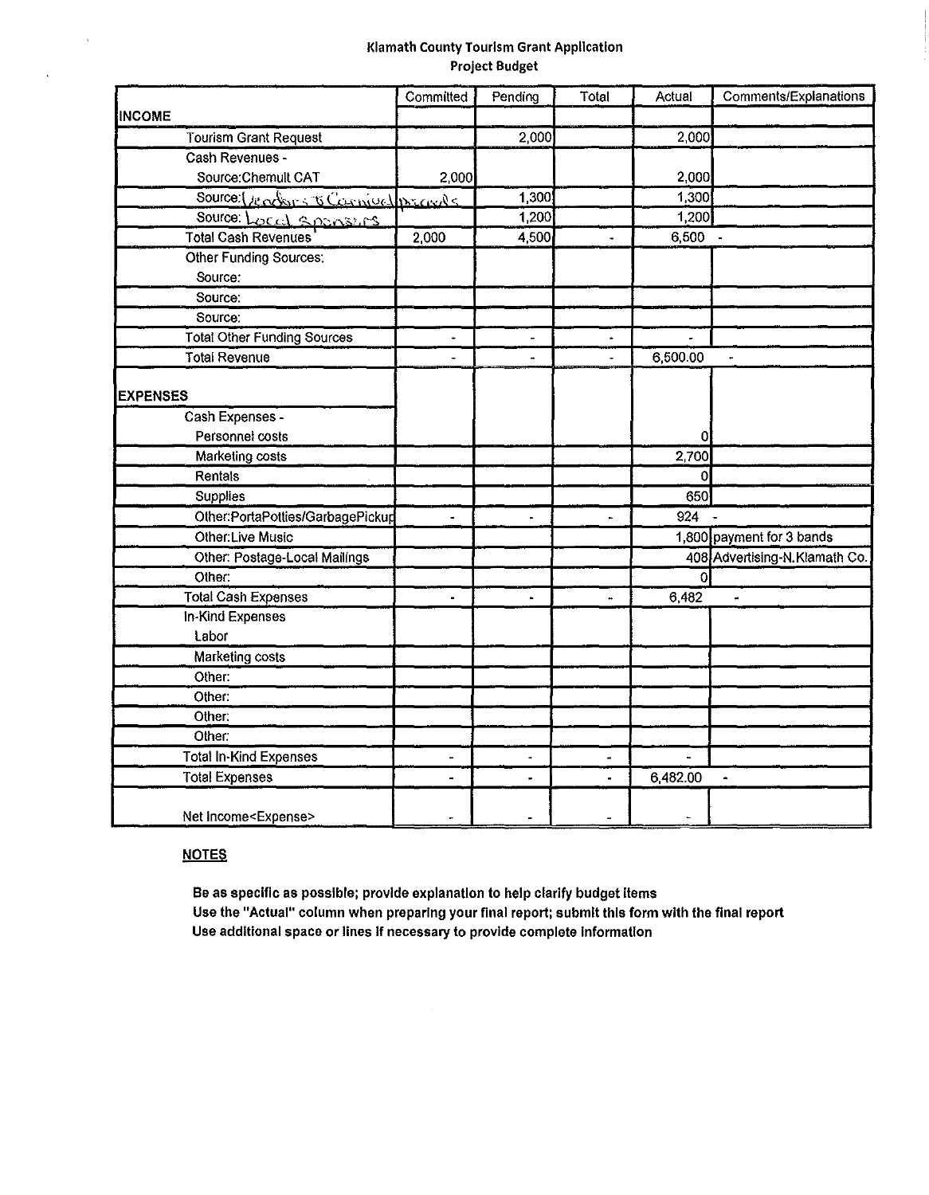# Klamath County Tourism Grant Application
## Project Budget

| | Committed | Pending | Total | Actual | Comments/Explanations |
|---|---|---|---|---|---|
| **INCOME** | | | | | |
| Tourism Grant Request | | 2,000 | | 2,000 | |
| Cash Revenues - | | | | | |
| Source:Chemult CAT | 2,000 | | | 2,000 | |
| Source: Vendors & Carnival proceeds | | 1,300 | | 1,300 | |
| Source: Local Sponsors | | 1,200 | | 1,200 | |
| Total Cash Revenues | 2,000 | 4,500 | - | 6,500 | - |
| Other Funding Sources: | | | | | |
| Source: | | | | | |
| Source: | | | | | |
| Source: | | | | | |
| Total Other Funding Sources | - | - | - | - | |
| Total Revenue | - | - | - | 6,500.00 | - |
| **EXPENSES** | | | | | |
| Cash Expenses - | | | | | |
| Personnel costs | | | | 0 | |
| Marketing costs | | | | 2,700 | |
| Rentals | | | | 0 | |
| Supplies | | | | 650 | |
| Other:PortaPotties/GarbagePickup | - | - | - | 924 | - |
| Other:Live Music | | | | 1,800 | payment for 3 bands |
| Other: Postage-Local Mailings | | | | 408 | Advertising-N.Klamath Co. |
| Other: | | | | 0 | |
| Total Cash Expenses | - | - | - | 6,482 | - |
| In-Kind Expenses | | | | | |
| Labor | | | | | |
| Marketing costs | | | | | |
| Other: | | | | | |
| Other: | | | | | |
| Other: | | | | | |
| Other: | | | | | |
| Total In-Kind Expenses | - | - | - | - | |
| Total Expenses | - | - | - | 6,482.00 | - |
| Net Income<Expense> | - | - | - | - | |

**NOTES**

**Be as specific as possible; provide explanation to help clarify budget items**
**Use the "Actual" column when preparing your final report; submit this form with the final report**
**Use additional space or lines if necessary to provide complete information**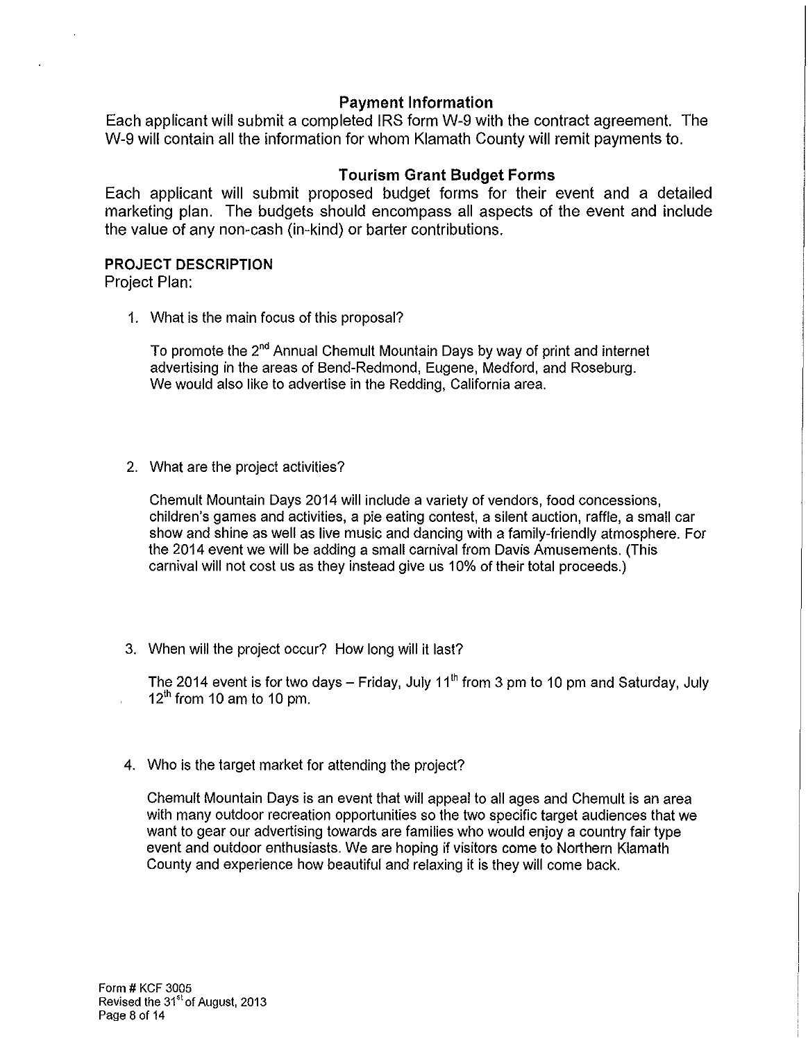### Payment Information

Each applicant will submit a completed IRS form W-9 with the contract agreement. The W-9 will contain all the information for whom Klamath County will remit payments to.

### Tourism Grant Budget Forms

Each applicant will submit proposed budget forms for their event and a detailed marketing plan. The budgets should encompass all aspects of the event and include the value of any non-cash (in-kind) or barter contributions.

**PROJECT DESCRIPTION**

Project Plan:

1. What is the main focus of this proposal?

   To promote the 2nd Annual Chemult Mountain Days by way of print and internet advertising in the areas of Bend-Redmond, Eugene, Medford, and Roseburg. We would also like to advertise in the Redding, California area.

2. What are the project activities?

   Chemult Mountain Days 2014 will include a variety of vendors, food concessions, children's games and activities, a pie eating contest, a silent auction, raffle, a small car show and shine as well as live music and dancing with a family-friendly atmosphere. For the 2014 event we will be adding a small carnival from Davis Amusements. (This carnival will not cost us as they instead give us 10% of their total proceeds.)

3. When will the project occur? How long will it last?

   The 2014 event is for two days – Friday, July 11th from 3 pm to 10 pm and Saturday, July 12th from 10 am to 10 pm.

4. Who is the target market for attending the project?

   Chemult Mountain Days is an event that will appeal to all ages and Chemult is an area with many outdoor recreation opportunities so the two specific target audiences that we want to gear our advertising towards are families who would enjoy a country fair type event and outdoor enthusiasts. We are hoping if visitors come to Northern Klamath County and experience how beautiful and relaxing it is they will come back.

Form # KCF 3005
Revised the 31st of August, 2013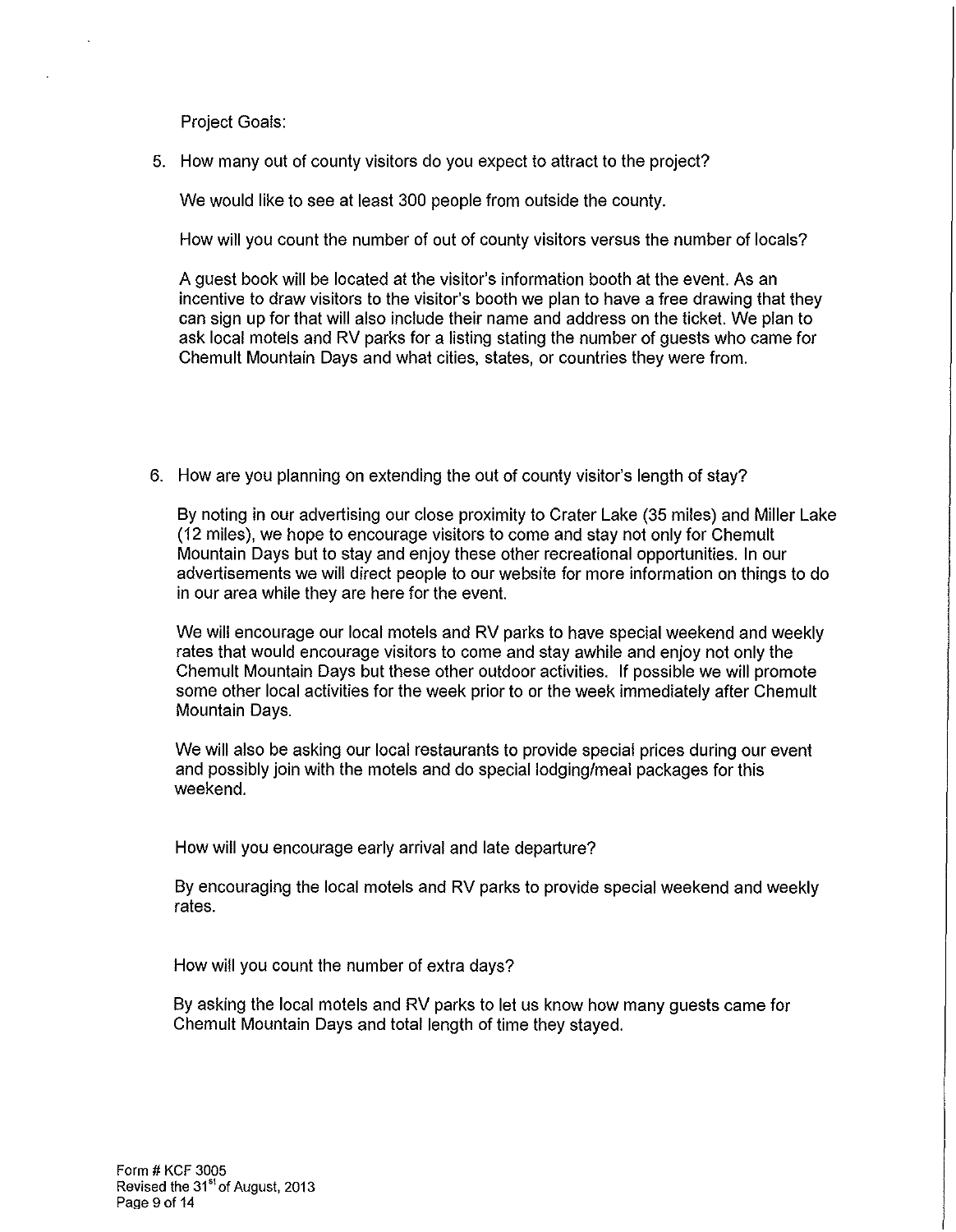Project Goals:

5. How many out of county visitors do you expect to attract to the project?

   We would like to see at least 300 people from outside the county.

   How will you count the number of out of county visitors versus the number of locals?

   A guest book will be located at the visitor's information booth at the event. As an incentive to draw visitors to the visitor's booth we plan to have a free drawing that they can sign up for that will also include their name and address on the ticket. We plan to ask local motels and RV parks for a listing stating the number of guests who came for Chemult Mountain Days and what cities, states, or countries they were from.

6. How are you planning on extending the out of county visitor's length of stay?

   By noting in our advertising our close proximity to Crater Lake (35 miles) and Miller Lake (12 miles), we hope to encourage visitors to come and stay not only for Chemult Mountain Days but to stay and enjoy these other recreational opportunities. In our advertisements we will direct people to our website for more information on things to do in our area while they are here for the event.

   We will encourage our local motels and RV parks to have special weekend and weekly rates that would encourage visitors to come and stay awhile and enjoy not only the Chemult Mountain Days but these other outdoor activities. If possible we will promote some other local activities for the week prior to or the week immediately after Chemult Mountain Days.

   We will also be asking our local restaurants to provide special prices during our event and possibly join with the motels and do special lodging/meal packages for this weekend.

   How will you encourage early arrival and late departure?

   By encouraging the local motels and RV parks to provide special weekend and weekly rates.

   How will you count the number of extra days?

   By asking the local motels and RV parks to let us know how many guests came for Chemult Mountain Days and total length of time they stayed.

Form # KCF 3005
Revised the 31st of August, 2013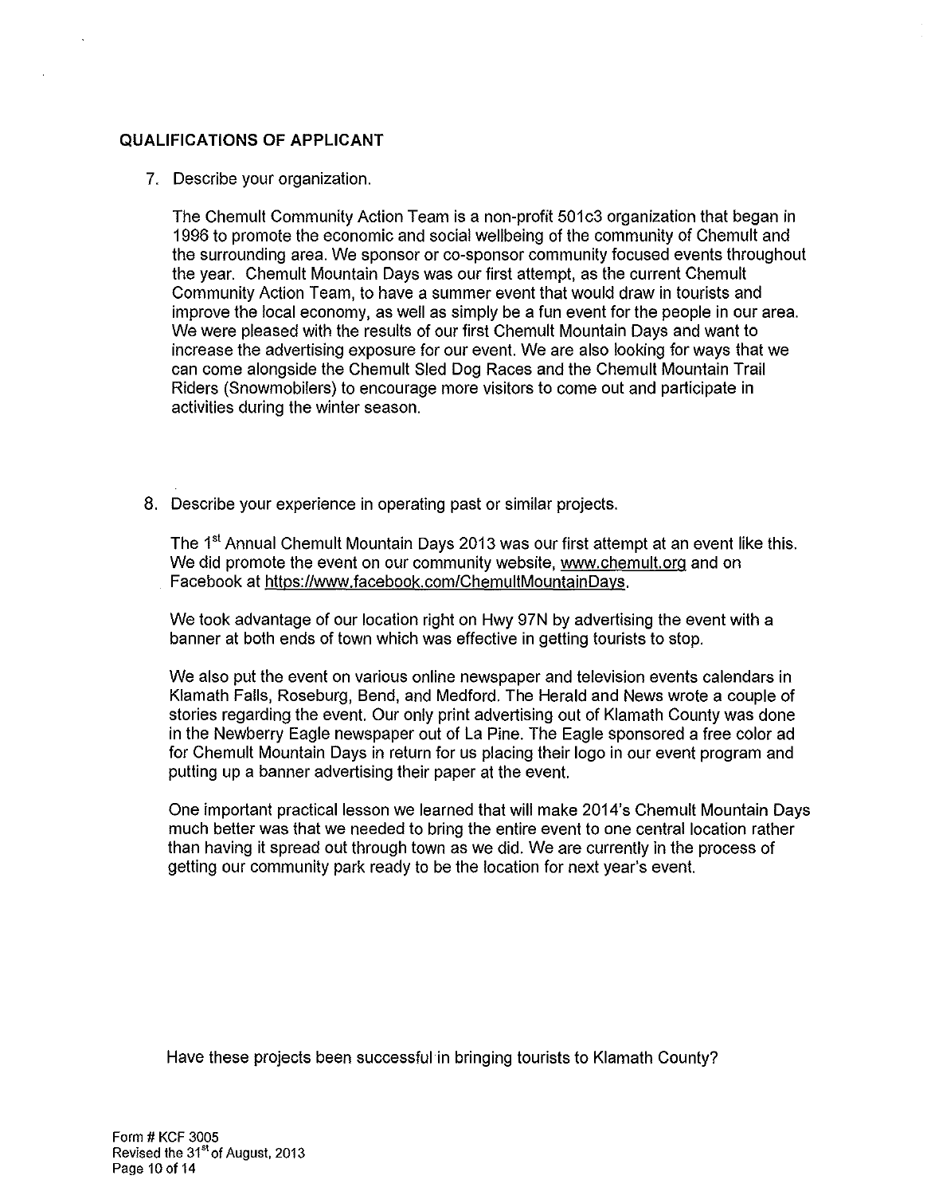## QUALIFICATIONS OF APPLICANT

7. Describe your organization.

   The Chemult Community Action Team is a non-profit 501c3 organization that began in 1996 to promote the economic and social wellbeing of the community of Chemult and the surrounding area. We sponsor or co-sponsor community focused events throughout the year. Chemult Mountain Days was our first attempt, as the current Chemult Community Action Team, to have a summer event that would draw in tourists and improve the local economy, as well as simply be a fun event for the people in our area. We were pleased with the results of our first Chemult Mountain Days and want to increase the advertising exposure for our event. We are also looking for ways that we can come alongside the Chemult Sled Dog Races and the Chemult Mountain Trail Riders (Snowmobilers) to encourage more visitors to come out and participate in activities during the winter season.

8. Describe your experience in operating past or similar projects.

   The 1st Annual Chemult Mountain Days 2013 was our first attempt at an event like this. We did promote the event on our community website, www.chemult.org and on Facebook at https://www.facebook.com/ChemultMountainDays.

   We took advantage of our location right on Hwy 97N by advertising the event with a banner at both ends of town which was effective in getting tourists to stop.

   We also put the event on various online newspaper and television events calendars in Klamath Falls, Roseburg, Bend, and Medford. The Herald and News wrote a couple of stories regarding the event. Our only print advertising out of Klamath County was done in the Newberry Eagle newspaper out of La Pine. The Eagle sponsored a free color ad for Chemult Mountain Days in return for us placing their logo in our event program and putting up a banner advertising their paper at the event.

   One important practical lesson we learned that will make 2014's Chemult Mountain Days much better was that we needed to bring the entire event to one central location rather than having it spread out through town as we did. We are currently in the process of getting our community park ready to be the location for next year's event.

Have these projects been successful in bringing tourists to Klamath County?

Form # KCF 3005
Revised the 31st of August, 2013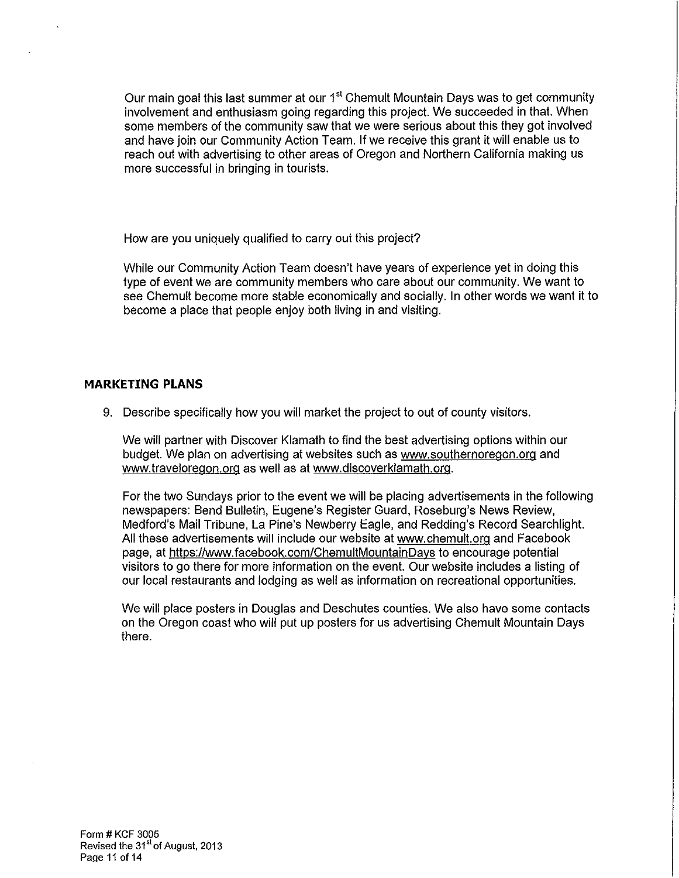Our main goal this last summer at our 1st Chemult Mountain Days was to get community involvement and enthusiasm going regarding this project. We succeeded in that. When some members of the community saw that we were serious about this they got involved and have join our Community Action Team. If we receive this grant it will enable us to reach out with advertising to other areas of Oregon and Northern California making us more successful in bringing in tourists.

How are you uniquely qualified to carry out this project?

While our Community Action Team doesn't have years of experience yet in doing this type of event we are community members who care about our community. We want to see Chemult become more stable economically and socially. In other words we want it to become a place that people enjoy both living in and visiting.

## MARKETING PLANS

9. Describe specifically how you will market the project to out of county visitors.

   We will partner with Discover Klamath to find the best advertising options within our budget. We plan on advertising at websites such as www.southernoregon.org and www.traveloregon.org as well as at www.discoverklamath.org.

   For the two Sundays prior to the event we will be placing advertisements in the following newspapers: Bend Bulletin, Eugene's Register Guard, Roseburg's News Review, Medford's Mail Tribune, La Pine's Newberry Eagle, and Redding's Record Searchlight. All these advertisements will include our website at www.chemult.org and Facebook page, at https://www.facebook.com/ChemultMountainDays to encourage potential visitors to go there for more information on the event. Our website includes a listing of our local restaurants and lodging as well as information on recreational opportunities.

   We will place posters in Douglas and Deschutes counties. We also have some contacts on the Oregon coast who will put up posters for us advertising Chemult Mountain Days there.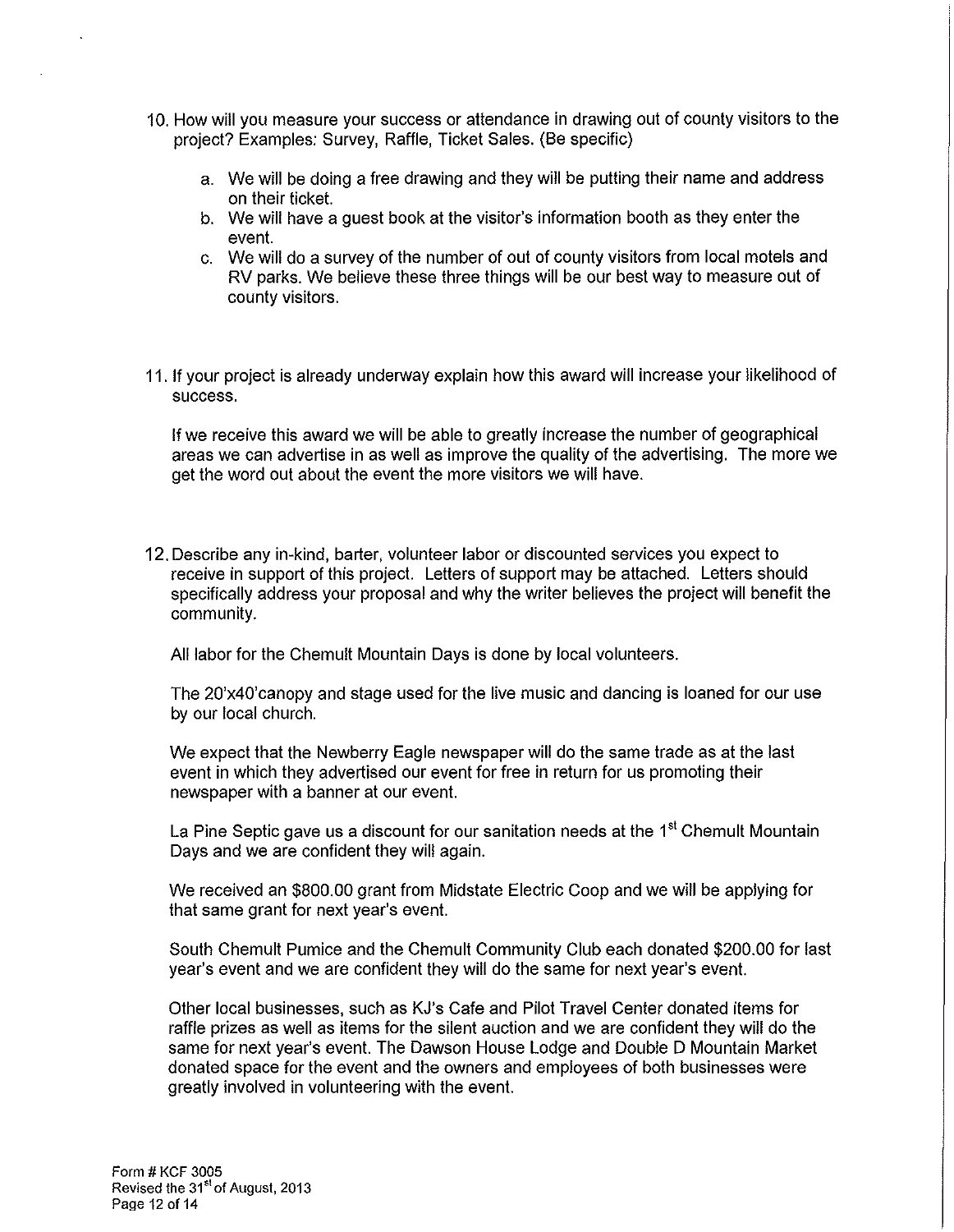10. How will you measure your success or attendance in drawing out of county visitors to the project? Examples: Survey, Raffle, Ticket Sales. (Be specific)

    a. We will be doing a free drawing and they will be putting their name and address on their ticket.
    b. We will have a guest book at the visitor's information booth as they enter the event.
    c. We will do a survey of the number of out of county visitors from local motels and RV parks. We believe these three things will be our best way to measure out of county visitors.

11. If your project is already underway explain how this award will increase your likelihood of success.

    If we receive this award we will be able to greatly increase the number of geographical areas we can advertise in as well as improve the quality of the advertising. The more we get the word out about the event the more visitors we will have.

12. Describe any in-kind, barter, volunteer labor or discounted services you expect to receive in support of this project. Letters of support may be attached. Letters should specifically address your proposal and why the writer believes the project will benefit the community.

    All labor for the Chemult Mountain Days is done by local volunteers.

    The 20'x40'canopy and stage used for the live music and dancing is loaned for our use by our local church.

    We expect that the Newberry Eagle newspaper will do the same trade as at the last event in which they advertised our event for free in return for us promoting their newspaper with a banner at our event.

    La Pine Septic gave us a discount for our sanitation needs at the 1st Chemult Mountain Days and we are confident they will again.

    We received an $800.00 grant from Midstate Electric Coop and we will be applying for that same grant for next year's event.

    South Chemult Pumice and the Chemult Community Club each donated $200.00 for last year's event and we are confident they will do the same for next year's event.

    Other local businesses, such as KJ's Cafe and Pilot Travel Center donated items for raffle prizes as well as items for the silent auction and we are confident they will do the same for next year's event. The Dawson House Lodge and Double D Mountain Market donated space for the event and the owners and employees of both businesses were greatly involved in volunteering with the event.

Form # KCF 3005
Revised the 31st of August, 2013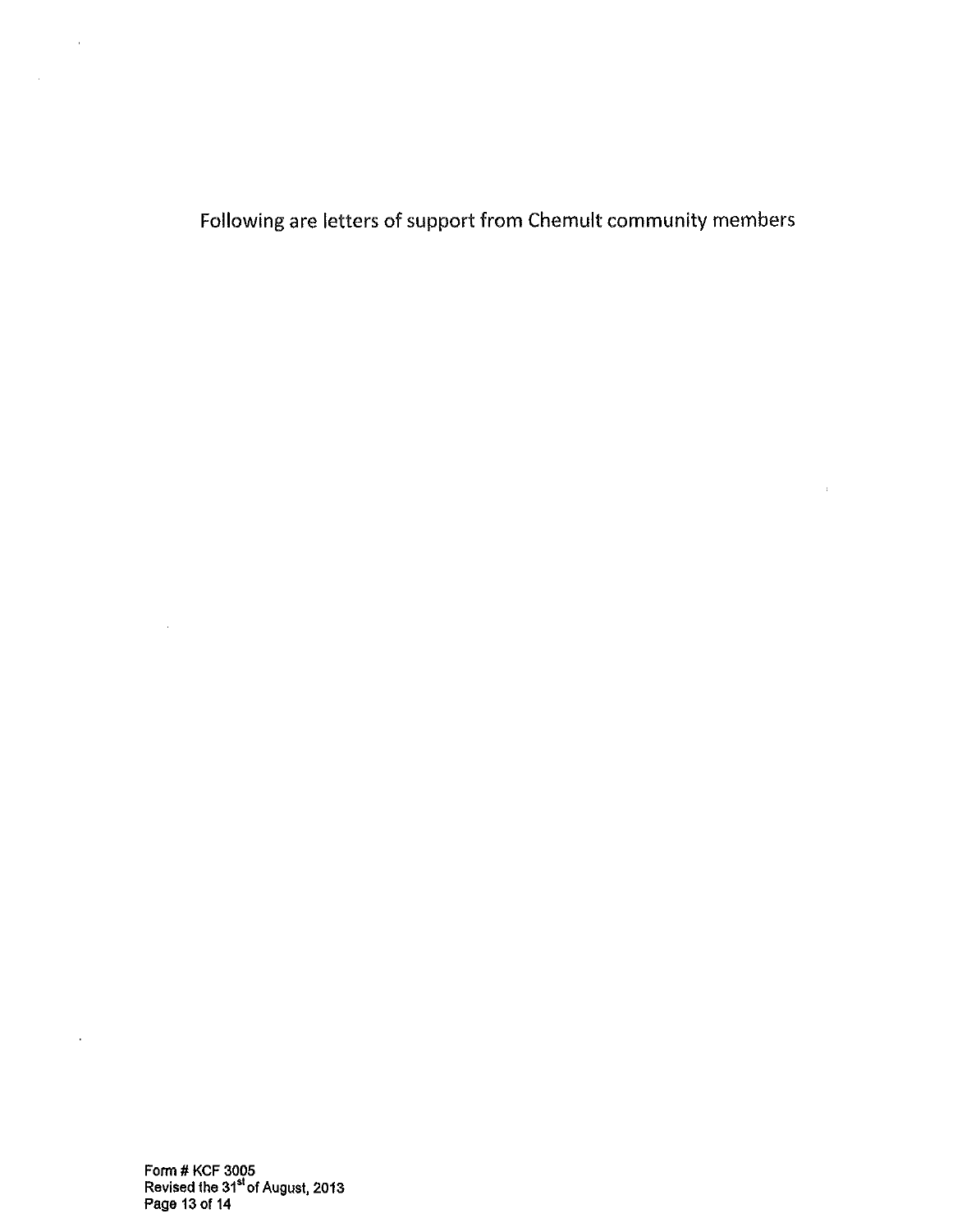Following are letters of support from Chemult community members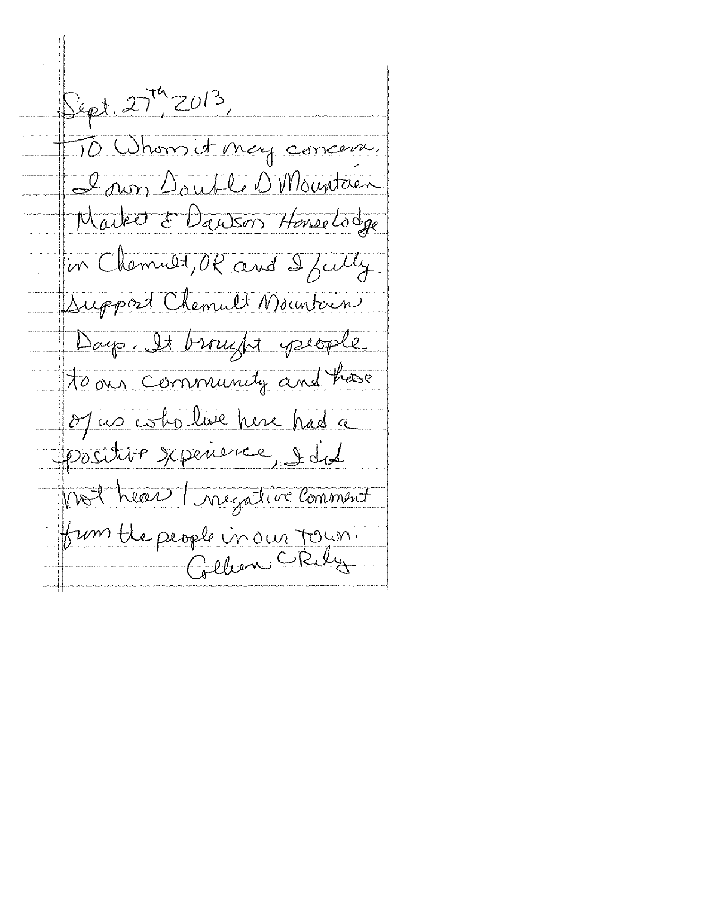Sept. 27th, 2013,

To Whom it may concern,

I own Double D Mountain Market & Dawson Houselodge in Chemult, OR and I fully support Chemult Mountain Days. It brought people to our community and those of us who live here had a positive experience, I did not hear 1 negative comment from the people in our town.

Colleen C Riley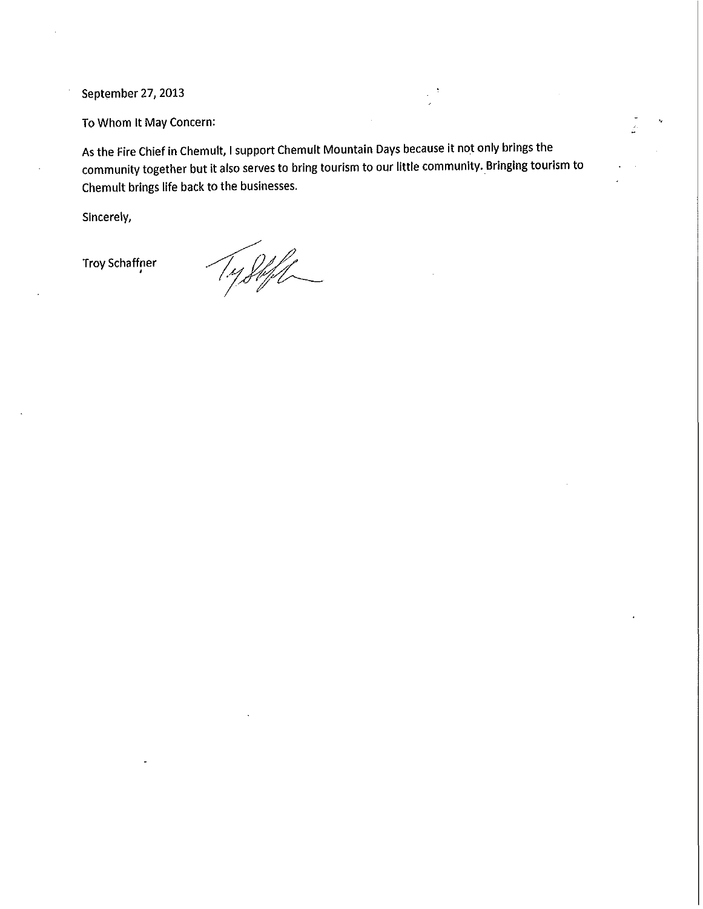September 27, 2013

To Whom It May Concern:

As the Fire Chief in Chemult, I support Chemult Mountain Days because it not only brings the community together but it also serves to bring tourism to our little community. Bringing tourism to Chemult brings life back to the businesses.

Sincerely,

Troy Schaffner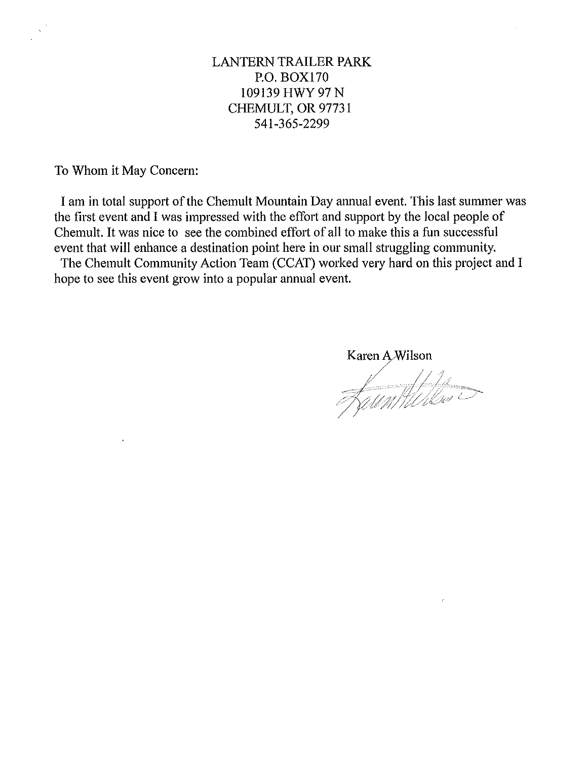LANTERN TRAILER PARK
P.O. BOX170
109139 HWY 97 N
CHEMULT, OR 97731
541-365-2299

To Whom it May Concern:

I am in total support of the Chemult Mountain Day annual event. This last summer was the first event and I was impressed with the effort and support by the local people of Chemult. It was nice to see the combined effort of all to make this a fun successful event that will enhance a destination point here in our small struggling community.

The Chemult Community Action Team (CCAT) worked very hard on this project and I hope to see this event grow into a popular annual event.

Karen A Wilson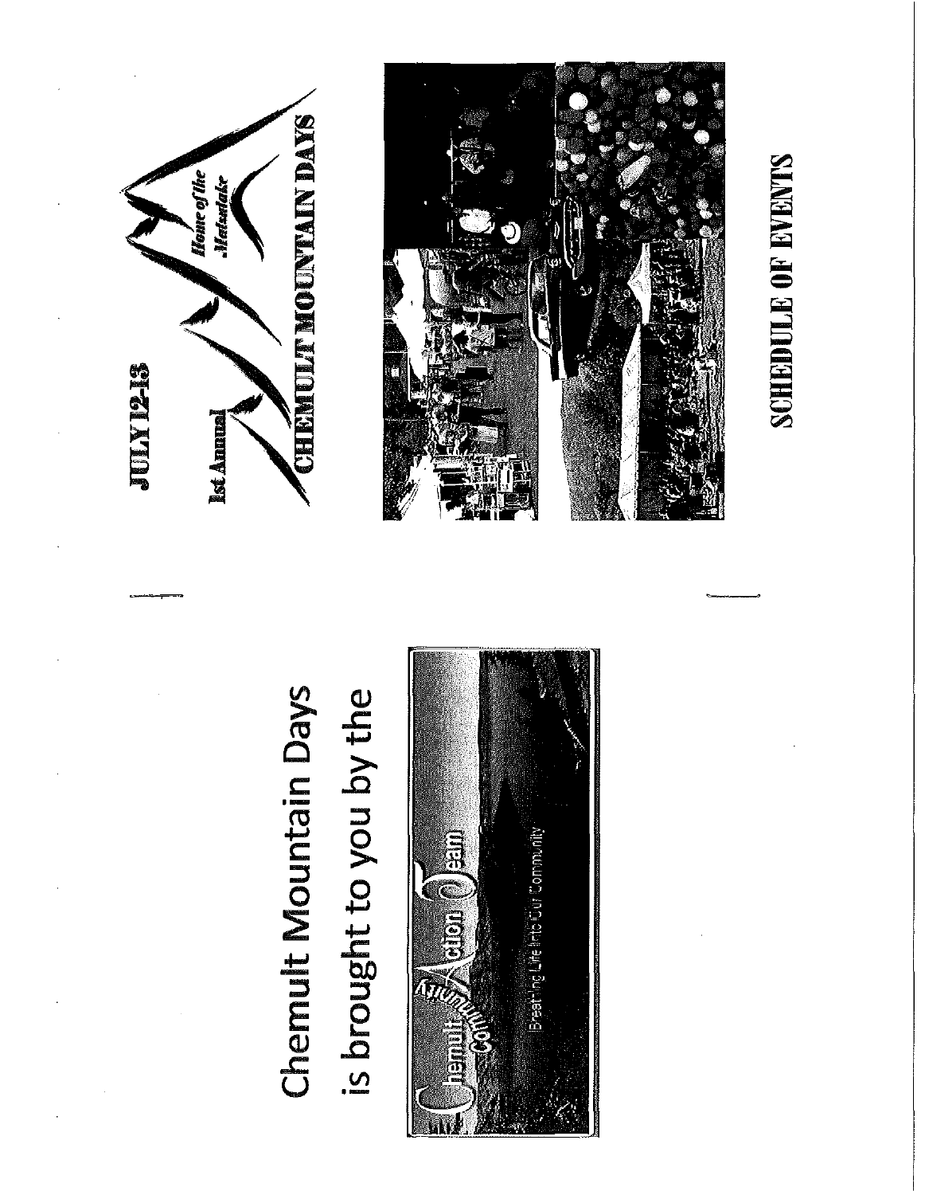Chemult Mountain Days

is brought to you by the

Chemult Community Action Team

Breathing Life Into Our Community

JULY 12-13

1st Annual

Home of the Matsutake

CHEMULT MOUNTAIN DAYS

SCHEDULE OF EVENTS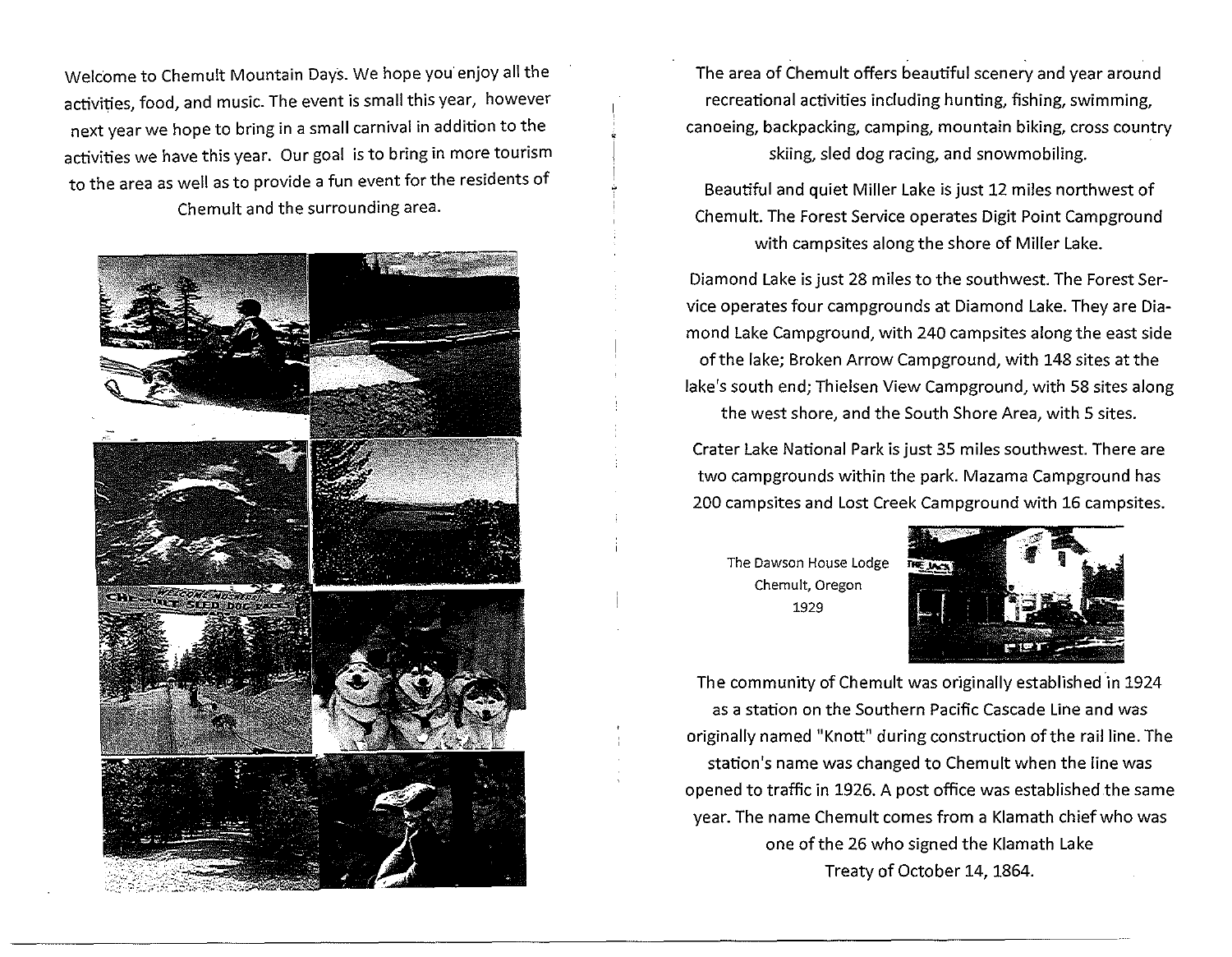Welcome to Chemult Mountain Days. We hope you enjoy all the activities, food, and music. The event is small this year, however next year we hope to bring in a small carnival in addition to the activities we have this year. Our goal is to bring in more tourism to the area as well as to provide a fun event for the residents of Chemult and the surrounding area.

The area of Chemult offers beautiful scenery and year around recreational activities including hunting, fishing, swimming, canoeing, backpacking, camping, mountain biking, cross country skiing, sled dog racing, and snowmobiling.

Beautiful and quiet Miller Lake is just 12 miles northwest of Chemult. The Forest Service operates Digit Point Campground with campsites along the shore of Miller Lake.

Diamond Lake is just 28 miles to the southwest. The Forest Service operates four campgrounds at Diamond Lake. They are Diamond Lake Campground, with 240 campsites along the east side of the lake; Broken Arrow Campground, with 148 sites at the lake's south end; Thielsen View Campground, with 58 sites along the west shore, and the South Shore Area, with 5 sites.

Crater Lake National Park is just 35 miles southwest. There are two campgrounds within the park. Mazama Campground has 200 campsites and Lost Creek Campground with 16 campsites.

The Dawson House Lodge
Chemult, Oregon
1929

The community of Chemult was originally established in 1924 as a station on the Southern Pacific Cascade Line and was originally named "Knott" during construction of the rail line. The station's name was changed to Chemult when the line was opened to traffic in 1926. A post office was established the same year. The name Chemult comes from a Klamath chief who was one of the 26 who signed the Klamath Lake Treaty of October 14, 1864.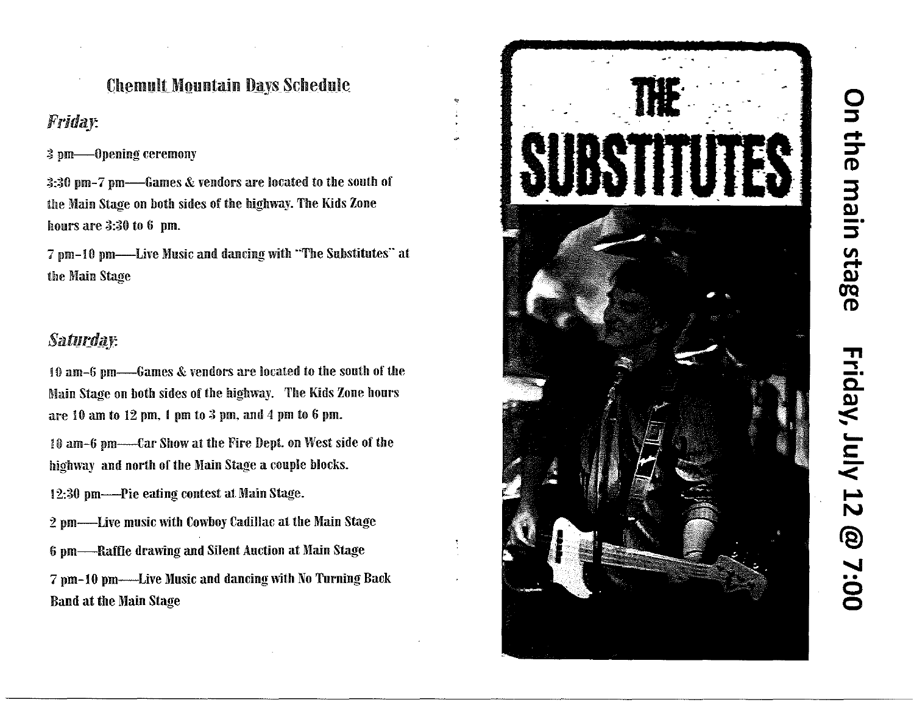## Chemult Mountain Days Schedule

### *Friday*:

3 pm—Opening ceremony

3:30 pm–7 pm—Games & vendors are located to the south of the Main Stage on both sides of the highway. The Kids Zone hours are 3:30 to 6 pm.

7 pm–10 pm—Live Music and dancing with "The Substitutes" at the Main Stage

### *Saturday*:

10 am–6 pm—Games & vendors are located to the south of the Main Stage on both sides of the highway. The Kids Zone hours are 10 am to 12 pm, 1 pm to 3 pm, and 4 pm to 6 pm.

10 am–6 pm—Car Show at the Fire Dept. on West side of the highway and north of the Main Stage a couple blocks.

12:30 pm—Pie eating contest at Main Stage.

2 pm—Live music with Cowboy Cadillac at the Main Stage

6 pm—Raffle drawing and Silent Auction at Main Stage

7 pm–10 pm—Live Music and dancing with No Turning Back Band at the Main Stage

# THE SUBSTITUTES

On the main stage Friday, July 12 @ 7:00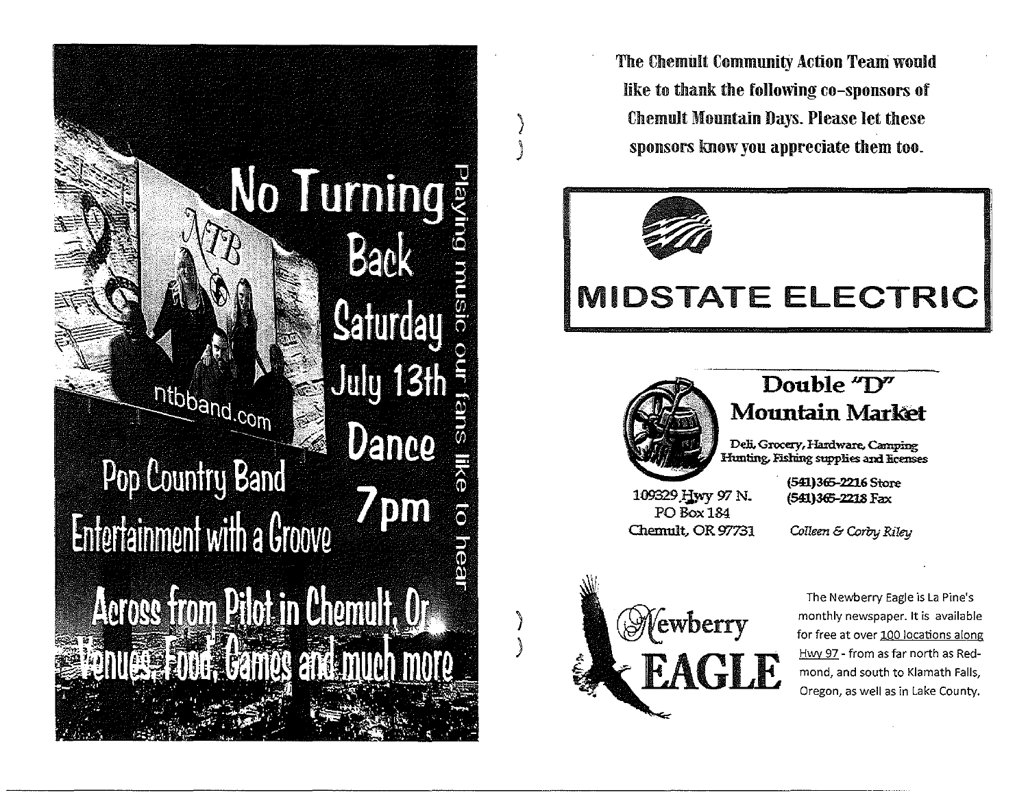# No Turning Back

Playing music our fans like to hear

ntbband.com

**Saturday July 13th**

**Dance 7pm**

Pop Country Band

Entertainment with a Groove

Across from Pilot in Chemult, Or.

Venues, Food, Games and much more

---

**The Chemult Community Action Team would like to thank the following co-sponsors of Chemult Mountain Days. Please let these sponsors know you appreciate them too.**

## MIDSTATE ELECTRIC

## Double "D" Mountain Market

Deli, Grocery, Hardware, Camping Hunting, Fishing supplies and licenses

109329 Hwy 97 N.
PO Box 184
Chemult, OR 97731

(541)365-2216 Store
(541)365-2218 Fax

*Colleen & Corby Riley*

## Newberry EAGLE

The Newberry Eagle is La Pine's monthly newspaper. It is available for free at over 100 locations along Hwy 97 - from as far north as Redmond, and south to Klamath Falls, Oregon, as well as in Lake County.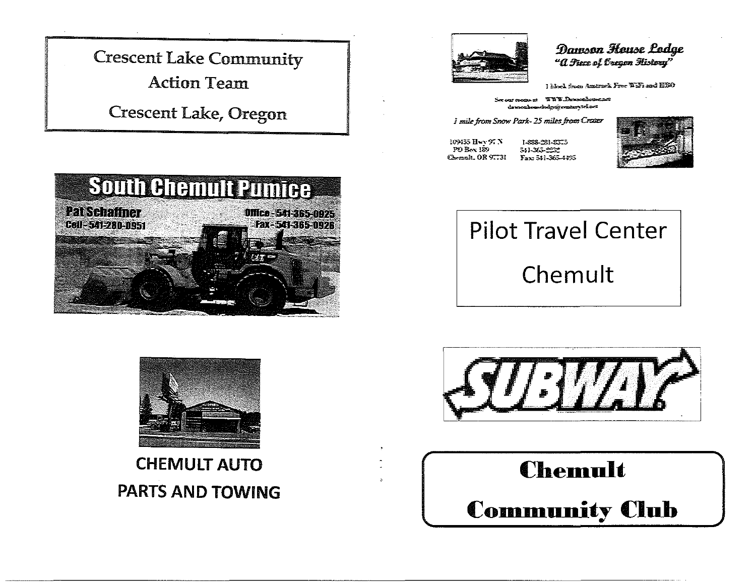Crescent Lake Community Action Team

Crescent Lake, Oregon

**South Chemult Pumice**

Pat Schaffner
Cell - 541-280-0951

Office - 541-365-0925
Fax - 541-365-0926

**CHEMULT AUTO PARTS AND TOWING**

*Dawson House Lodge*
*"A Piece of Oregon History"*

1 block from Amtrak Free WiFi and HBO

See our rooms at WWW.Dawsonhouse.net
dawsonhouselodge@centurytel.net

*1 mile from Snow Park- 25 miles from Crater*

109455 Hwy 97 N
PO Box 189
Chemult, OR 97731

1-888-281-8375
541-365-2232
Fax: 541-365-4495

Pilot Travel Center

Chemult

SUBWAY

**Chemult Community Club**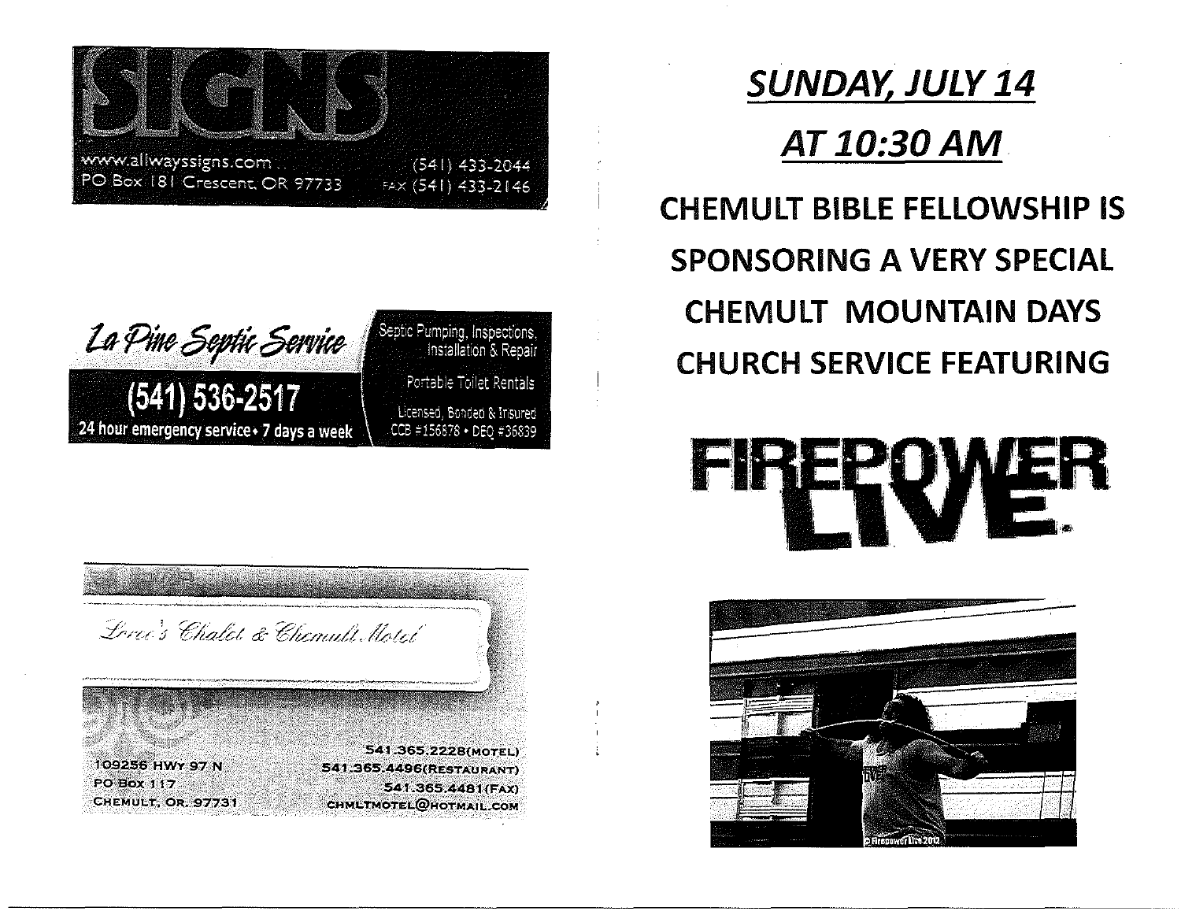# SIGNS

www.allwayssigns.com
PO Box 181 Crescent, OR 97733

(541) 433-2044
FAX (541) 433-2146

## La Pine Septic Service

**(541) 536-2517**

24 hour emergency service • 7 days a week

Septic Pumping, Inspections, Installation & Repair

Portable Toilet Rentals

Licensed, Bonded & Insured
CCB #156878 • DEQ #36839

## Loree's Chalet & Chemult Motel

109256 HWY 97 N
PO Box 117
CHEMULT, OR. 97731

541.365.2228(MOTEL)
541.365.4496(RESTAURANT)
541.365.4481(FAX)
CHMLTMOTEL@HOTMAIL.COM

# *SUNDAY, JULY 14*

# *AT 10:30 AM*

## CHEMULT BIBLE FELLOWSHIP IS SPONSORING A VERY SPECIAL CHEMULT MOUNTAIN DAYS CHURCH SERVICE FEATURING

# FIREPOWER LIVE

© Firepower Live 2012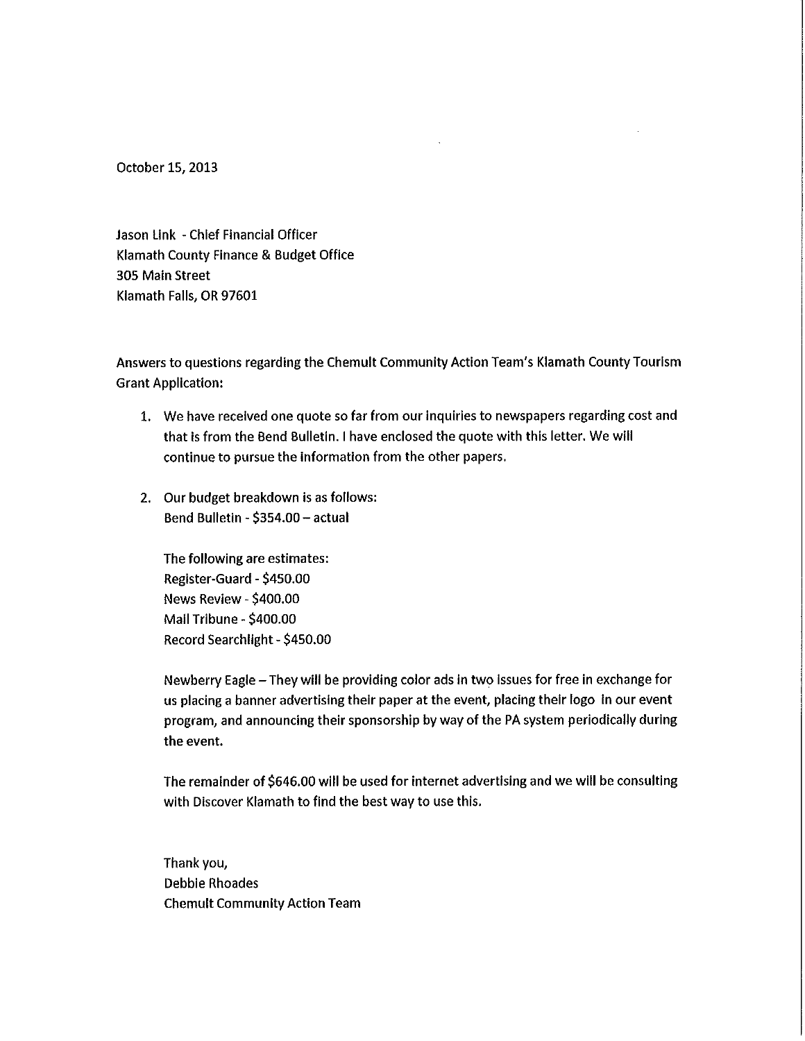October 15, 2013

Jason Link - Chief Financial Officer
Klamath County Finance & Budget Office
305 Main Street
Klamath Falls, OR 97601

Answers to questions regarding the Chemult Community Action Team's Klamath County Tourism Grant Application:

1. We have received one quote so far from our inquiries to newspapers regarding cost and that is from the Bend Bulletin. I have enclosed the quote with this letter. We will continue to pursue the information from the other papers.

2. Our budget breakdown is as follows:
   Bend Bulletin - $354.00 – actual

   The following are estimates:
   Register-Guard - $450.00
   News Review - $400.00
   Mail Tribune - $400.00
   Record Searchlight - $450.00

   Newberry Eagle – They will be providing color ads in two issues for free in exchange for us placing a banner advertising their paper at the event, placing their logo in our event program, and announcing their sponsorship by way of the PA system periodically during the event.

   The remainder of $646.00 will be used for internet advertising and we will be consulting with Discover Klamath to find the best way to use this.

   Thank you,
   Debbie Rhoades
   Chemult Community Action Team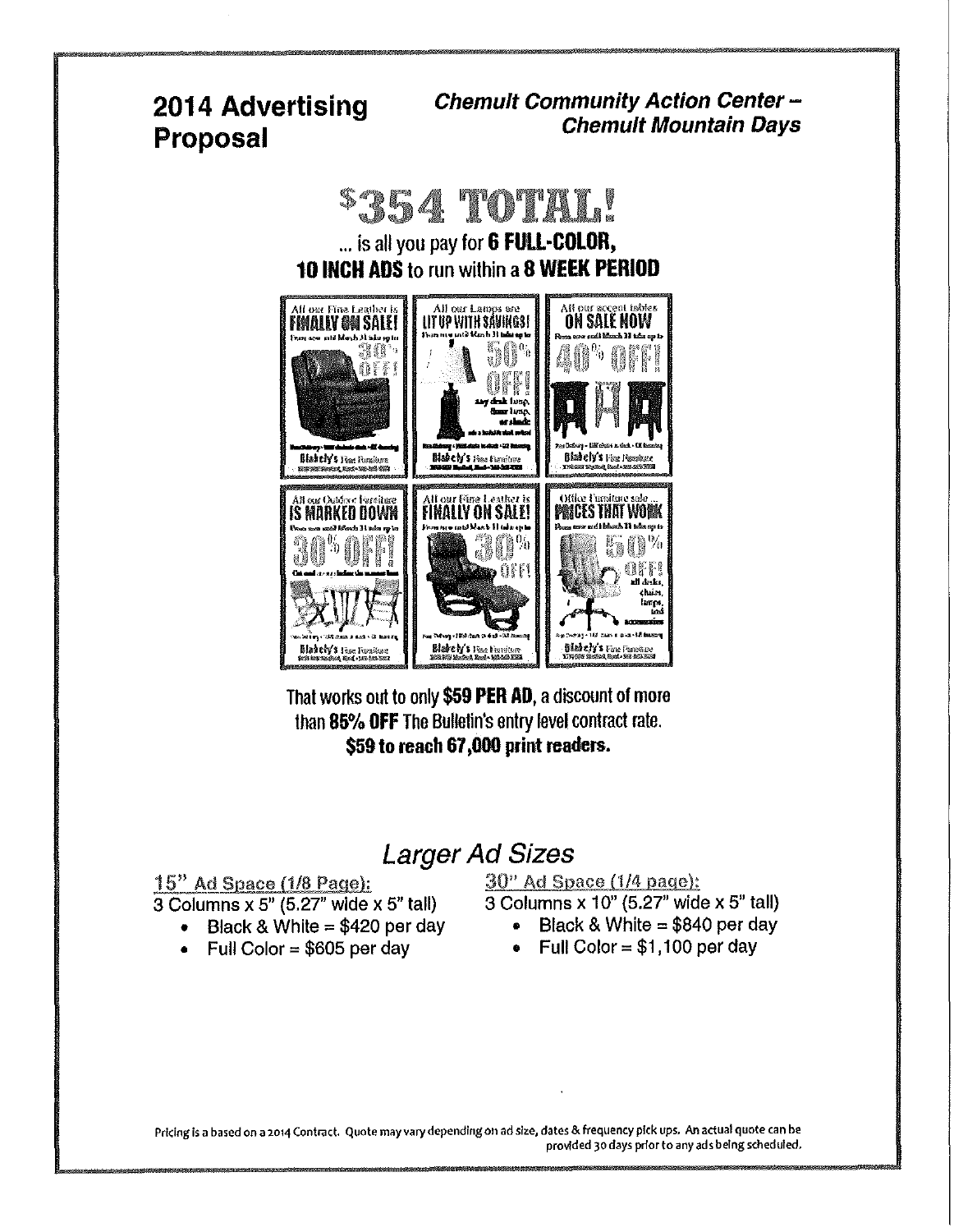# 2014 Advertising Proposal

***Chemult Community Action Center – Chemult Mountain Days***

## $354 TOTAL!

... is all you pay for **6 FULL-COLOR, 10 INCH ADS** to run within a **8 WEEK PERIOD**

That works out to only **$59 PER AD**, a discount of more than **85% OFF** The Bulletin's entry level contract rate.

**$59 to reach 67,000 print readers.**

## *Larger Ad Sizes*

15" Ad Space (1/8 Page):

3 Columns x 5" (5.27" wide x 5" tall)

- Black & White = $420 per day
- Full Color = $605 per day

30" Ad Space (1/4 page):

3 Columns x 10" (5.27" wide x 5" tall)

- Black & White = $840 per day
- Full Color = $1,100 per day

Pricing is a based on a 2014 Contract. Quote may vary depending on ad size, dates & frequency pick ups. An actual quote can be provided 30 days prior to any ads being scheduled.